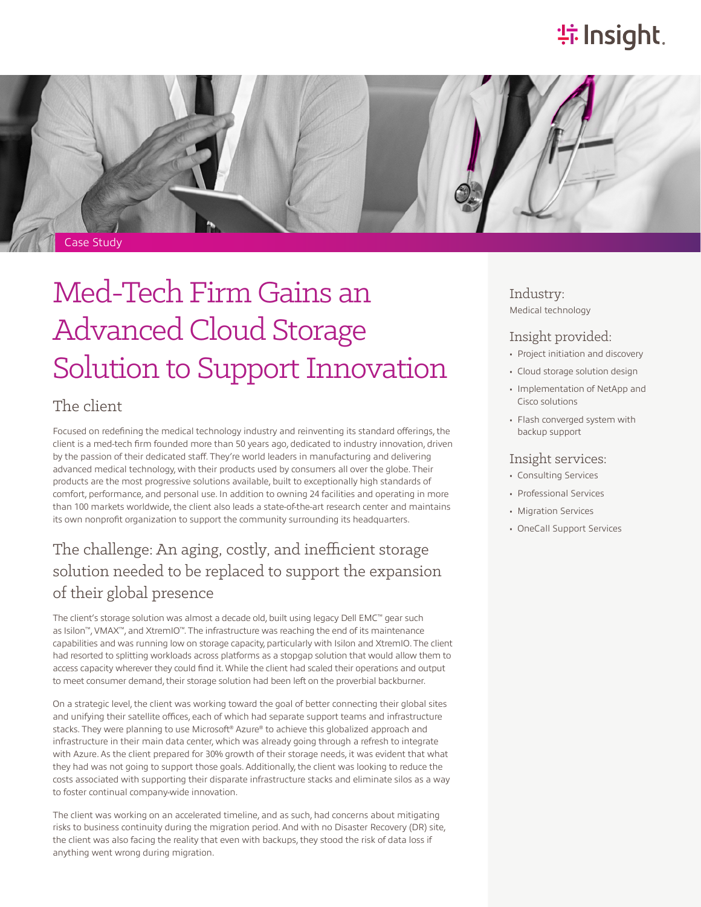Case Study

# Med-Tech Firm Gains an Advanced Cloud Storage Solution to Support Innovation

## The client

Focused on redefining the medical technology industry and reinventing its standard offerings, the client is a med-tech firm founded more than 50 years ago, dedicated to industry innovation, driven by the passion of their dedicated staff. They're world leaders in manufacturing and delivering advanced medical technology, with their products used by consumers all over the globe. Their products are the most progressive solutions available, built to exceptionally high standards of comfort, performance, and personal use. In addition to owning 24 facilities and operating in more than 100 markets worldwide, the client also leads a state-of-the-art research center and maintains its own nonprofit organization to support the community surrounding its headquarters.

## The challenge: An aging, costly, and inefficient storage solution needed to be replaced to support the expansion of their global presence

The client's storage solution was almost a decade old, built using legacy Dell EMC™ gear such as Isilon™, VMAX™, and XtremIO™. The infrastructure was reaching the end of its maintenance capabilities and was running low on storage capacity, particularly with Isilon and XtremIO. The client had resorted to splitting workloads across platforms as a stopgap solution that would allow them to access capacity wherever they could find it. While the client had scaled their operations and output to meet consumer demand, their storage solution had been left on the proverbial backburner.

On a strategic level, the client was working toward the goal of better connecting their global sites and unifying their satellite offices, each of which had separate support teams and infrastructure stacks. They were planning to use Microsoft® Azure® to achieve this globalized approach and infrastructure in their main data center, which was already going through a refresh to integrate with Azure. As the client prepared for 30% growth of their storage needs, it was evident that what they had was not going to support those goals. Additionally, the client was looking to reduce the costs associated with supporting their disparate infrastructure stacks and eliminate silos as a way to foster continual company-wide innovation.

The client was working on an accelerated timeline, and as such, had concerns about mitigating risks to business continuity during the migration period. And with no Disaster Recovery (DR) site, the client was also facing the reality that even with backups, they stood the risk of data loss if anything went wrong during migration.

### Industry:

Medical technology

### Insight provided:

- Project initiation and discovery
- Cloud storage solution design
- Implementation of NetApp and Cisco solutions
- Flash converged system with backup support

### Insight services:

- Consulting Services
- Professional Services
- Migration Services
- OneCall Support Services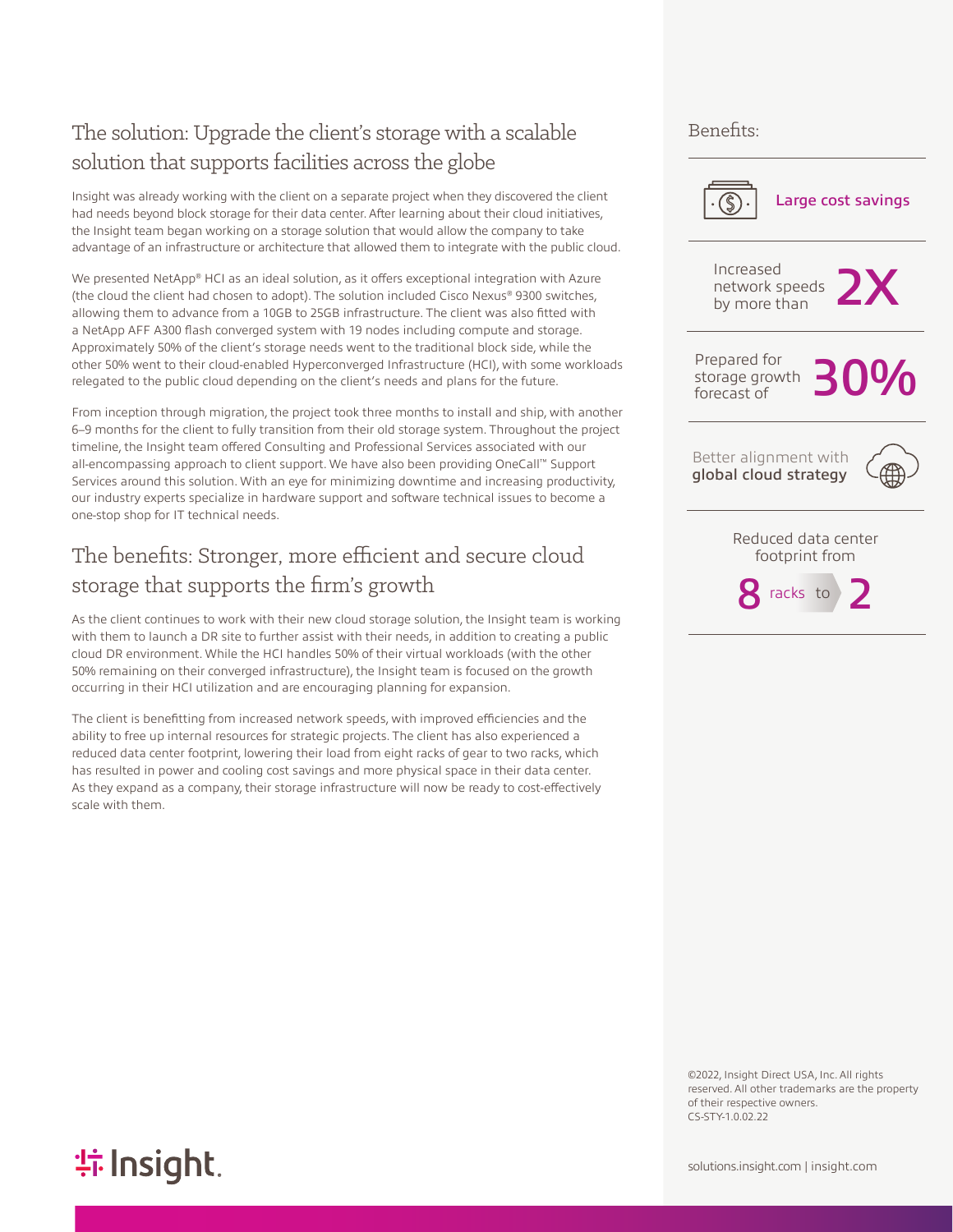## The solution: Upgrade the client's storage with a scalable solution that supports facilities across the globe

Insight was already working with the client on a separate project when they discovered the client had needs beyond block storage for their data center. After learning about their cloud initiatives, the Insight team began working on a storage solution that would allow the company to take advantage of an infrastructure or architecture that allowed them to integrate with the public cloud.

We presented NetApp® HCI as an ideal solution, as it offers exceptional integration with Azure (the cloud the client had chosen to adopt). The solution included Cisco Nexus® 9300 switches, allowing them to advance from a 10GB to 25GB infrastructure. The client was also fitted with a NetApp AFF A300 flash converged system with 19 nodes including compute and storage. Approximately 50% of the client's storage needs went to the traditional block side, while the other 50% went to their cloud-enabled Hyperconverged Infrastructure (HCI), with some workloads relegated to the public cloud depending on the client's needs and plans for the future.

From inception through migration, the project took three months to install and ship, with another 6–9 months for the client to fully transition from their old storage system. Throughout the project timeline, the Insight team offered Consulting and Professional Services associated with our all-encompassing approach to client support. We have also been providing OneCall™ Support Services around this solution. With an eye for minimizing downtime and increasing productivity, our industry experts specialize in hardware support and software technical issues to become a one-stop shop for IT technical needs.

## The benefits: Stronger, more efficient and secure cloud storage that supports the firm's growth

As the client continues to work with their new cloud storage solution, the Insight team is working with them to launch a DR site to further assist with their needs, in addition to creating a public cloud DR environment. While the HCI handles 50% of their virtual workloads (with the other 50% remaining on their converged infrastructure), the Insight team is focused on the growth occurring in their HCI utilization and are encouraging planning for expansion.

The client is benefitting from increased network speeds, with improved efficiencies and the ability to free up internal resources for strategic projects. The client has also experienced a reduced data center footprint, lowering their load from eight racks of gear to two racks, which has resulted in power and cooling cost savings and more physical space in their data center. As they expand as a company, their storage infrastructure will now be ready to cost-effectively scale with them.

### Benefits:

**Large cost savings**

Increased network speeds by more than **2X**

Prepared for storage growth forecast of **30%**

Better alignment with **global cloud strategy**

Reduced data center footprint from **8** racks to **2**

©2022, Insight Direct USA, Inc. All rights reserved. All other trademarks are the property of their respective owners.
CS-STY-1.0.02.22

Insight.

solutions.insight.com | insight.com